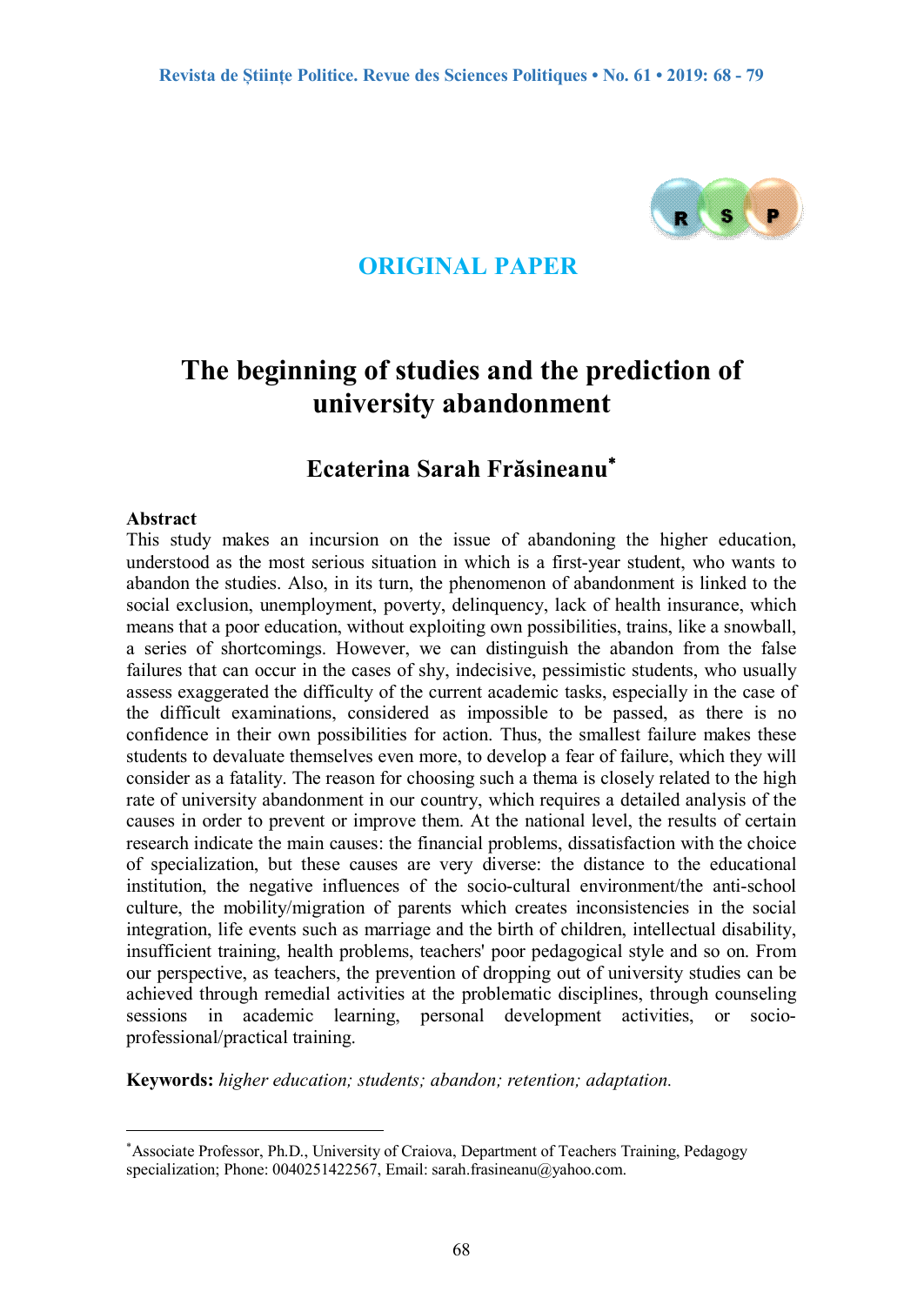ORIGINAL PAPER

# The beginning of studies and the prediction of university abandonment

## Ecaterina Sarah Frăsineanu*

### Abstract

This study makes an incursion on the issue of abandoning the higher education, understood as the most serious situation in which is a first-year student, who wants to abandon the studies. Also, in its turn, the phenomenon of abandonment is linked to the social exclusion, unemployment, poverty, delinquency, lack of health insurance, which means that a poor education, without exploiting own possibilities, trains, like a snowball, a series of shortcomings. However, we can distinguish the abandon from the false failures that can occur in the cases of shy, indecisive, pessimistic students, who usually assess exaggerated the difficulty of the current academic tasks, especially in the case of the difficult examinations, considered as impossible to be passed, as there is no confidence in their own possibilities for action. Thus, the smallest failure makes these students to devaluate themselves even more, to develop a fear of failure, which they will consider as a fatality. The reason for choosing such a thema is closely related to the high rate of university abandonment in our country, which requires a detailed analysis of the causes in order to prevent or improve them. At the national level, the results of certain research indicate the main causes: the financial problems, dissatisfaction with the choice of specialization, but these causes are very diverse: the distance to the educational institution, the negative influences of the socio-cultural environment/the anti-school culture, the mobility/migration of parents which creates inconsistencies in the social integration, life events such as marriage and the birth of children, intellectual disability, insufficient training, health problems, teachers' poor pedagogical style and so on. From our perspective, as teachers, the prevention of dropping out of university studies can be achieved through remedial activities at the problematic disciplines, through counseling sessions in academic learning, personal development activities, or socio-professional/practical training.

**Keywords:** *higher education; students; abandon; retention; adaptation.*

---

*Associate Professor, Ph.D., University of Craiova, Department of Teachers Training, Pedagogy specialization; Phone: 0040251422567, Email: sarah.frasineanu@yahoo.com.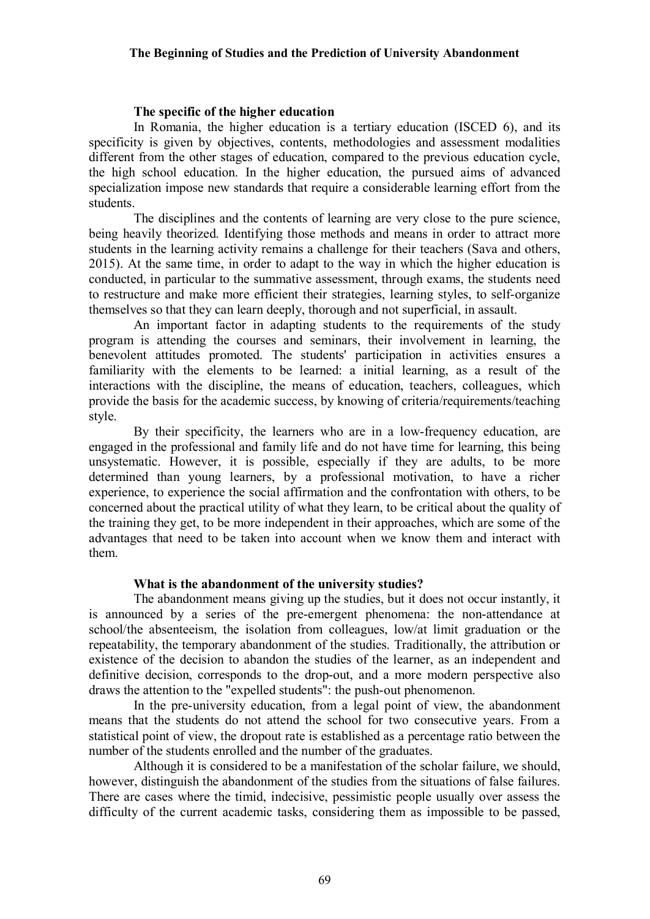### The specific of the higher education

In Romania, the higher education is a tertiary education (ISCED 6), and its specificity is given by objectives, contents, methodologies and assessment modalities different from the other stages of education, compared to the previous education cycle, the high school education. In the higher education, the pursued aims of advanced specialization impose new standards that require a considerable learning effort from the students.

The disciplines and the contents of learning are very close to the pure science, being heavily theorized. Identifying those methods and means in order to attract more students in the learning activity remains a challenge for their teachers (Sava and others, 2015). At the same time, in order to adapt to the way in which the higher education is conducted, in particular to the summative assessment, through exams, the students need to restructure and make more efficient their strategies, learning styles, to self-organize themselves so that they can learn deeply, thorough and not superficial, in assault.

An important factor in adapting students to the requirements of the study program is attending the courses and seminars, their involvement in learning, the benevolent attitudes promoted. The students' participation in activities ensures a familiarity with the elements to be learned: a initial learning, as a result of the interactions with the discipline, the means of education, teachers, colleagues, which provide the basis for the academic success, by knowing of criteria/requirements/teaching style.

By their specificity, the learners who are in a low-frequency education, are engaged in the professional and family life and do not have time for learning, this being unsystematic. However, it is possible, especially if they are adults, to be more determined than young learners, by a professional motivation, to have a richer experience, to experience the social affirmation and the confrontation with others, to be concerned about the practical utility of what they learn, to be critical about the quality of the training they get, to be more independent in their approaches, which are some of the advantages that need to be taken into account when we know them and interact with them.

### What is the abandonment of the university studies?

The abandonment means giving up the studies, but it does not occur instantly, it is announced by a series of the pre-emergent phenomena: the non-attendance at school/the absenteeism, the isolation from colleagues, low/at limit graduation or the repeatability, the temporary abandonment of the studies. Traditionally, the attribution or existence of the decision to abandon the studies of the learner, as an independent and definitive decision, corresponds to the drop-out, and a more modern perspective also draws the attention to the "expelled students": the push-out phenomenon.

In the pre-university education, from a legal point of view, the abandonment means that the students do not attend the school for two consecutive years. From a statistical point of view, the dropout rate is established as a percentage ratio between the number of the students enrolled and the number of the graduates.

Although it is considered to be a manifestation of the scholar failure, we should, however, distinguish the abandonment of the studies from the situations of false failures. There are cases where the timid, indecisive, pessimistic people usually over assess the difficulty of the current academic tasks, considering them as impossible to be passed,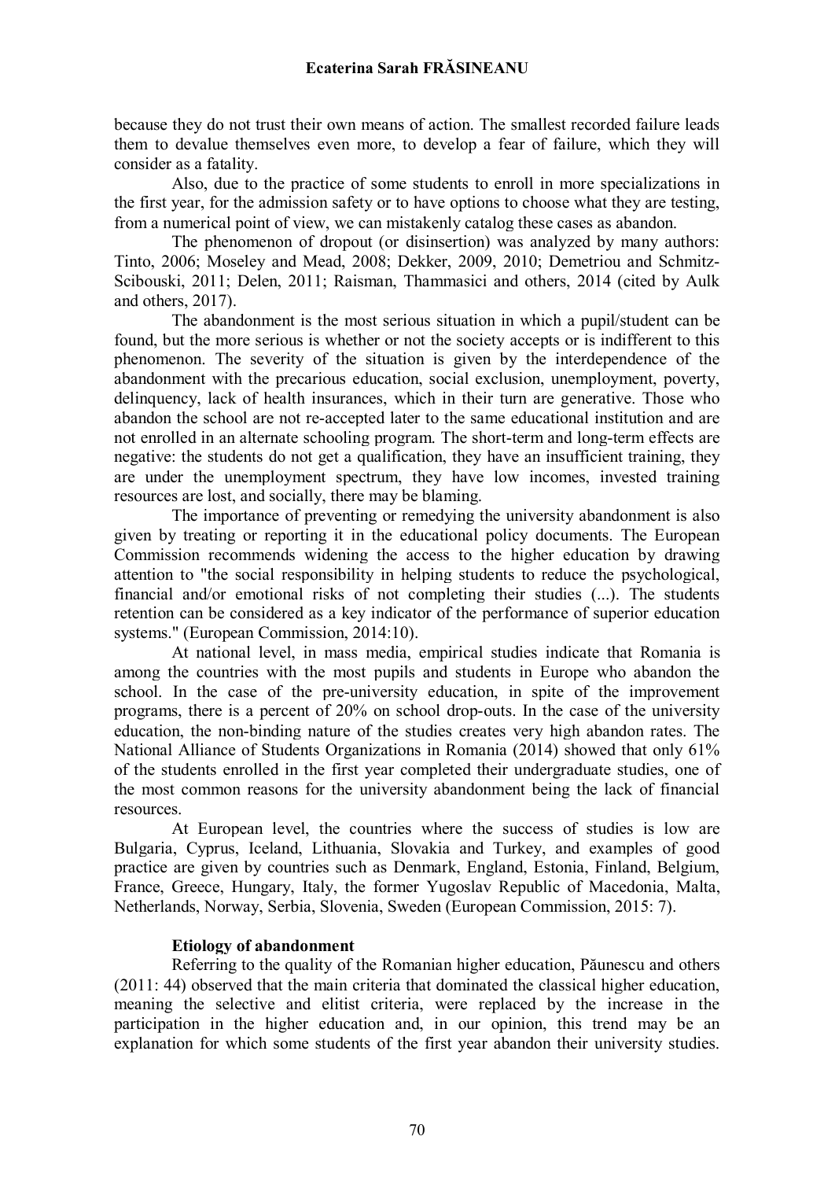because they do not trust their own means of action. The smallest recorded failure leads them to devalue themselves even more, to develop a fear of failure, which they will consider as a fatality.

Also, due to the practice of some students to enroll in more specializations in the first year, for the admission safety or to have options to choose what they are testing, from a numerical point of view, we can mistakenly catalog these cases as abandon.

The phenomenon of dropout (or disinsertion) was analyzed by many authors: Tinto, 2006; Moseley and Mead, 2008; Dekker, 2009, 2010; Demetriou and Schmitz-Scibouski, 2011; Delen, 2011; Raisman, Thammasici and others, 2014 (cited by Aulk and others, 2017).

The abandonment is the most serious situation in which a pupil/student can be found, but the more serious is whether or not the society accepts or is indifferent to this phenomenon. The severity of the situation is given by the interdependence of the abandonment with the precarious education, social exclusion, unemployment, poverty, delinquency, lack of health insurances, which in their turn are generative. Those who abandon the school are not re-accepted later to the same educational institution and are not enrolled in an alternate schooling program. The short-term and long-term effects are negative: the students do not get a qualification, they have an insufficient training, they are under the unemployment spectrum, they have low incomes, invested training resources are lost, and socially, there may be blaming.

The importance of preventing or remedying the university abandonment is also given by treating or reporting it in the educational policy documents. The European Commission recommends widening the access to the higher education by drawing attention to "the social responsibility in helping students to reduce the psychological, financial and/or emotional risks of not completing their studies (...). The students retention can be considered as a key indicator of the performance of superior education systems." (European Commission, 2014:10).

At national level, in mass media, empirical studies indicate that Romania is among the countries with the most pupils and students in Europe who abandon the school. In the case of the pre-university education, in spite of the improvement programs, there is a percent of 20% on school drop-outs. In the case of the university education, the non-binding nature of the studies creates very high abandon rates. The National Alliance of Students Organizations in Romania (2014) showed that only 61% of the students enrolled in the first year completed their undergraduate studies, one of the most common reasons for the university abandonment being the lack of financial resources.

At European level, the countries where the success of studies is low are Bulgaria, Cyprus, Iceland, Lithuania, Slovakia and Turkey, and examples of good practice are given by countries such as Denmark, England, Estonia, Finland, Belgium, France, Greece, Hungary, Italy, the former Yugoslav Republic of Macedonia, Malta, Netherlands, Norway, Serbia, Slovenia, Sweden (European Commission, 2015: 7).

### Etiology of abandonment

Referring to the quality of the Romanian higher education, Păunescu and others (2011: 44) observed that the main criteria that dominated the classical higher education, meaning the selective and elitist criteria, were replaced by the increase in the participation in the higher education and, in our opinion, this trend may be an explanation for which some students of the first year abandon their university studies.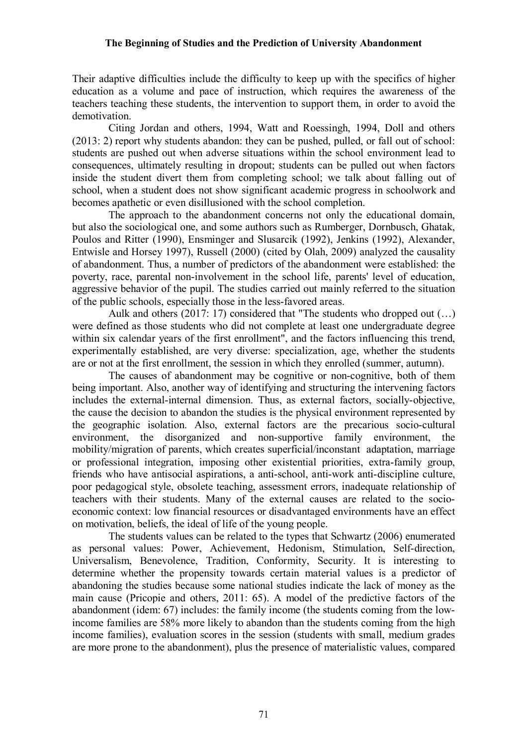Their adaptive difficulties include the difficulty to keep up with the specifics of higher education as a volume and pace of instruction, which requires the awareness of the teachers teaching these students, the intervention to support them, in order to avoid the demotivation.

Citing Jordan and others, 1994, Watt and Roessingh, 1994, Doll and others (2013: 2) report why students abandon: they can be pushed, pulled, or fall out of school: students are pushed out when adverse situations within the school environment lead to consequences, ultimately resulting in dropout; students can be pulled out when factors inside the student divert them from completing school; we talk about falling out of school, when a student does not show significant academic progress in schoolwork and becomes apathetic or even disillusioned with the school completion.

The approach to the abandonment concerns not only the educational domain, but also the sociological one, and some authors such as Rumberger, Dornbusch, Ghatak, Poulos and Ritter (1990), Ensminger and Slusarcik (1992), Jenkins (1992), Alexander, Entwisle and Horsey 1997), Russell (2000) (cited by Olah, 2009) analyzed the causality of abandonment. Thus, a number of predictors of the abandonment were established: the poverty, race, parental non-involvement in the school life, parents' level of education, aggressive behavior of the pupil. The studies carried out mainly referred to the situation of the public schools, especially those in the less-favored areas.

Aulk and others (2017: 17) considered that "The students who dropped out (…) were defined as those students who did not complete at least one undergraduate degree within six calendar years of the first enrollment", and the factors influencing this trend, experimentally established, are very diverse: specialization, age, whether the students are or not at the first enrollment, the session in which they enrolled (summer, autumn).

The causes of abandonment may be cognitive or non-cognitive, both of them being important. Also, another way of identifying and structuring the intervening factors includes the external-internal dimension. Thus, as external factors, socially-objective, the cause the decision to abandon the studies is the physical environment represented by the geographic isolation. Also, external factors are the precarious socio-cultural environment, the disorganized and non-supportive family environment, the mobility/migration of parents, which creates superficial/inconstant adaptation, marriage or professional integration, imposing other existential priorities, extra-family group, friends who have antisocial aspirations, a anti-school, anti-work anti-discipline culture, poor pedagogical style, obsolete teaching, assessment errors, inadequate relationship of teachers with their students. Many of the external causes are related to the socio-economic context: low financial resources or disadvantaged environments have an effect on motivation, beliefs, the ideal of life of the young people.

The students values can be related to the types that Schwartz (2006) enumerated as personal values: Power, Achievement, Hedonism, Stimulation, Self-direction, Universalism, Benevolence, Tradition, Conformity, Security. It is interesting to determine whether the propensity towards certain material values is a predictor of abandoning the studies because some national studies indicate the lack of money as the main cause (Pricopie and others, 2011: 65). A model of the predictive factors of the abandonment (idem: 67) includes: the family income (the students coming from the low-income families are 58% more likely to abandon than the students coming from the high income families), evaluation scores in the session (students with small, medium grades are more prone to the abandonment), plus the presence of materialistic values, compared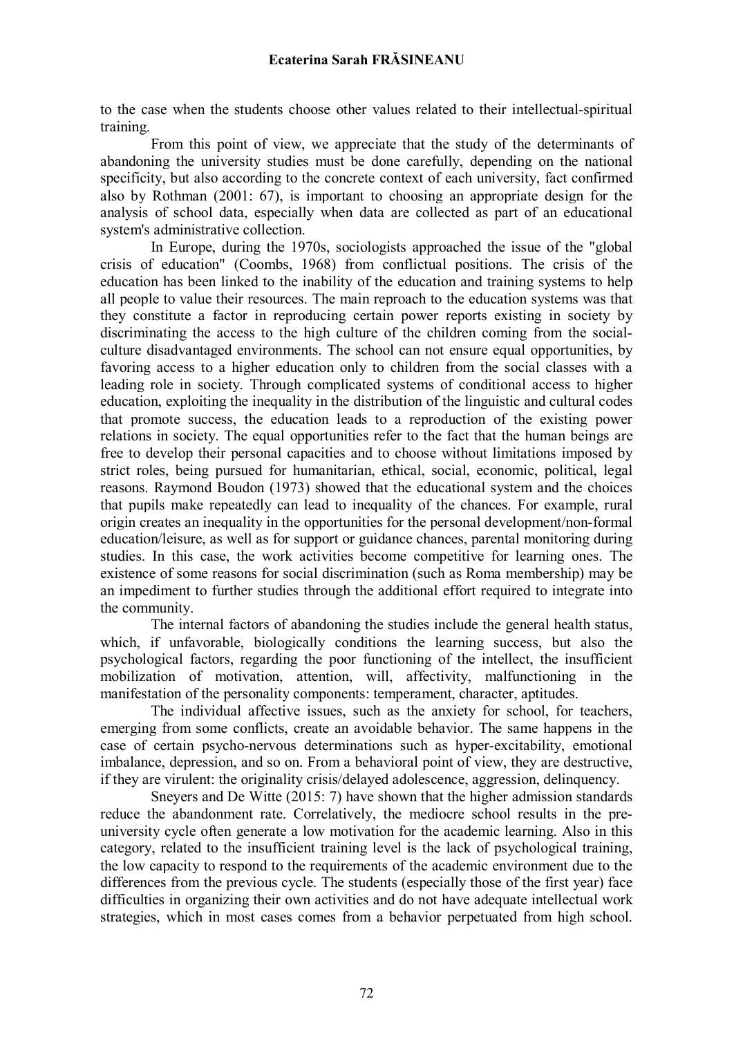to the case when the students choose other values related to their intellectual-spiritual training.

From this point of view, we appreciate that the study of the determinants of abandoning the university studies must be done carefully, depending on the national specificity, but also according to the concrete context of each university, fact confirmed also by Rothman (2001: 67), is important to choosing an appropriate design for the analysis of school data, especially when data are collected as part of an educational system's administrative collection.

In Europe, during the 1970s, sociologists approached the issue of the "global crisis of education" (Coombs, 1968) from conflictual positions. The crisis of the education has been linked to the inability of the education and training systems to help all people to value their resources. The main reproach to the education systems was that they constitute a factor in reproducing certain power reports existing in society by discriminating the access to the high culture of the children coming from the social-culture disadvantaged environments. The school can not ensure equal opportunities, by favoring access to a higher education only to children from the social classes with a leading role in society. Through complicated systems of conditional access to higher education, exploiting the inequality in the distribution of the linguistic and cultural codes that promote success, the education leads to a reproduction of the existing power relations in society. The equal opportunities refer to the fact that the human beings are free to develop their personal capacities and to choose without limitations imposed by strict roles, being pursued for humanitarian, ethical, social, economic, political, legal reasons. Raymond Boudon (1973) showed that the educational system and the choices that pupils make repeatedly can lead to inequality of the chances. For example, rural origin creates an inequality in the opportunities for the personal development/non-formal education/leisure, as well as for support or guidance chances, parental monitoring during studies. In this case, the work activities become competitive for learning ones. The existence of some reasons for social discrimination (such as Roma membership) may be an impediment to further studies through the additional effort required to integrate into the community.

The internal factors of abandoning the studies include the general health status, which, if unfavorable, biologically conditions the learning success, but also the psychological factors, regarding the poor functioning of the intellect, the insufficient mobilization of motivation, attention, will, affectivity, malfunctioning in the manifestation of the personality components: temperament, character, aptitudes.

The individual affective issues, such as the anxiety for school, for teachers, emerging from some conflicts, create an avoidable behavior. The same happens in the case of certain psycho-nervous determinations such as hyper-excitability, emotional imbalance, depression, and so on. From a behavioral point of view, they are destructive, if they are virulent: the originality crisis/delayed adolescence, aggression, delinquency.

Sneyers and De Witte (2015: 7) have shown that the higher admission standards reduce the abandonment rate. Correlatively, the mediocre school results in the pre-university cycle often generate a low motivation for the academic learning. Also in this category, related to the insufficient training level is the lack of psychological training, the low capacity to respond to the requirements of the academic environment due to the differences from the previous cycle. The students (especially those of the first year) face difficulties in organizing their own activities and do not have adequate intellectual work strategies, which in most cases comes from a behavior perpetuated from high school.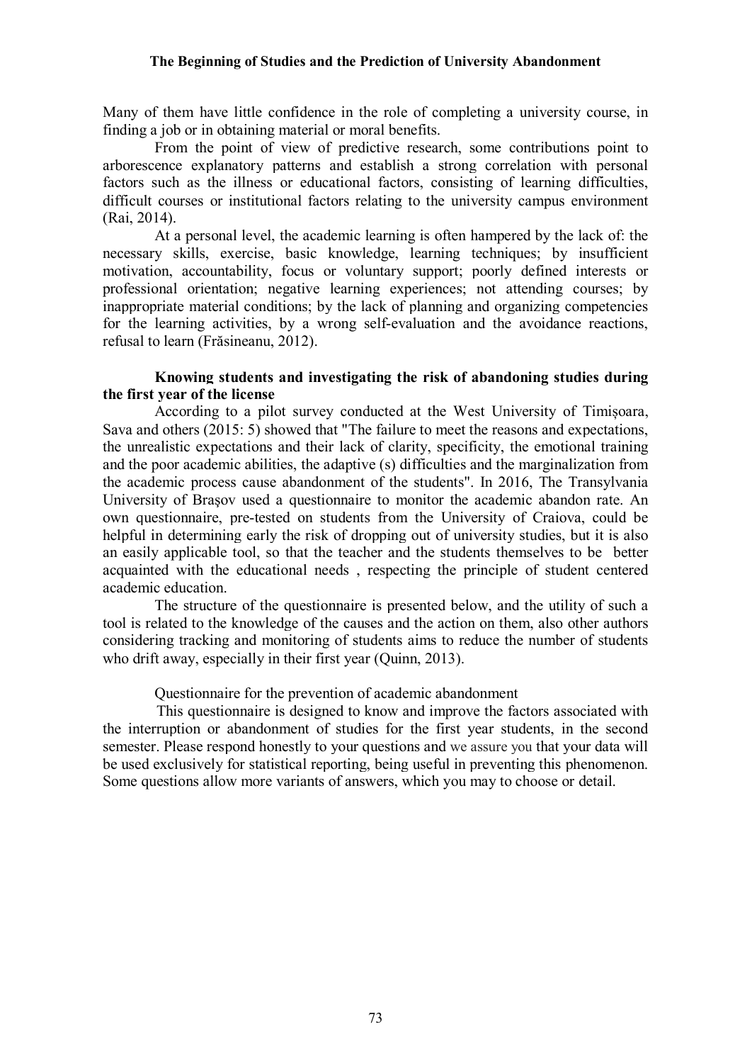Many of them have little confidence in the role of completing a university course, in finding a job or in obtaining material or moral benefits.

From the point of view of predictive research, some contributions point to arborescence explanatory patterns and establish a strong correlation with personal factors such as the illness or educational factors, consisting of learning difficulties, difficult courses or institutional factors relating to the university campus environment (Rai, 2014).

At a personal level, the academic learning is often hampered by the lack of: the necessary skills, exercise, basic knowledge, learning techniques; by insufficient motivation, accountability, focus or voluntary support; poorly defined interests or professional orientation; negative learning experiences; not attending courses; by inappropriate material conditions; by the lack of planning and organizing competencies for the learning activities, by a wrong self-evaluation and the avoidance reactions, refusal to learn (Frăsineanu, 2012).

**Knowing students and investigating the risk of abandoning studies during the first year of the license**

According to a pilot survey conducted at the West University of Timișoara, Sava and others (2015: 5) showed that "The failure to meet the reasons and expectations, the unrealistic expectations and their lack of clarity, specificity, the emotional training and the poor academic abilities, the adaptive (s) difficulties and the marginalization from the academic process cause abandonment of the students". In 2016, The Transylvania University of Brașov used a questionnaire to monitor the academic abandon rate. An own questionnaire, pre-tested on students from the University of Craiova, could be helpful in determining early the risk of dropping out of university studies, but it is also an easily applicable tool, so that the teacher and the students themselves to be better acquainted with the educational needs , respecting the principle of student centered academic education.

The structure of the questionnaire is presented below, and the utility of such a tool is related to the knowledge of the causes and the action on them, also other authors considering tracking and monitoring of students aims to reduce the number of students who drift away, especially in their first year (Quinn, 2013).

Questionnaire for the prevention of academic abandonment

This questionnaire is designed to know and improve the factors associated with the interruption or abandonment of studies for the first year students, in the second semester. Please respond honestly to your questions and we assure you that your data will be used exclusively for statistical reporting, being useful in preventing this phenomenon. Some questions allow more variants of answers, which you may to choose or detail.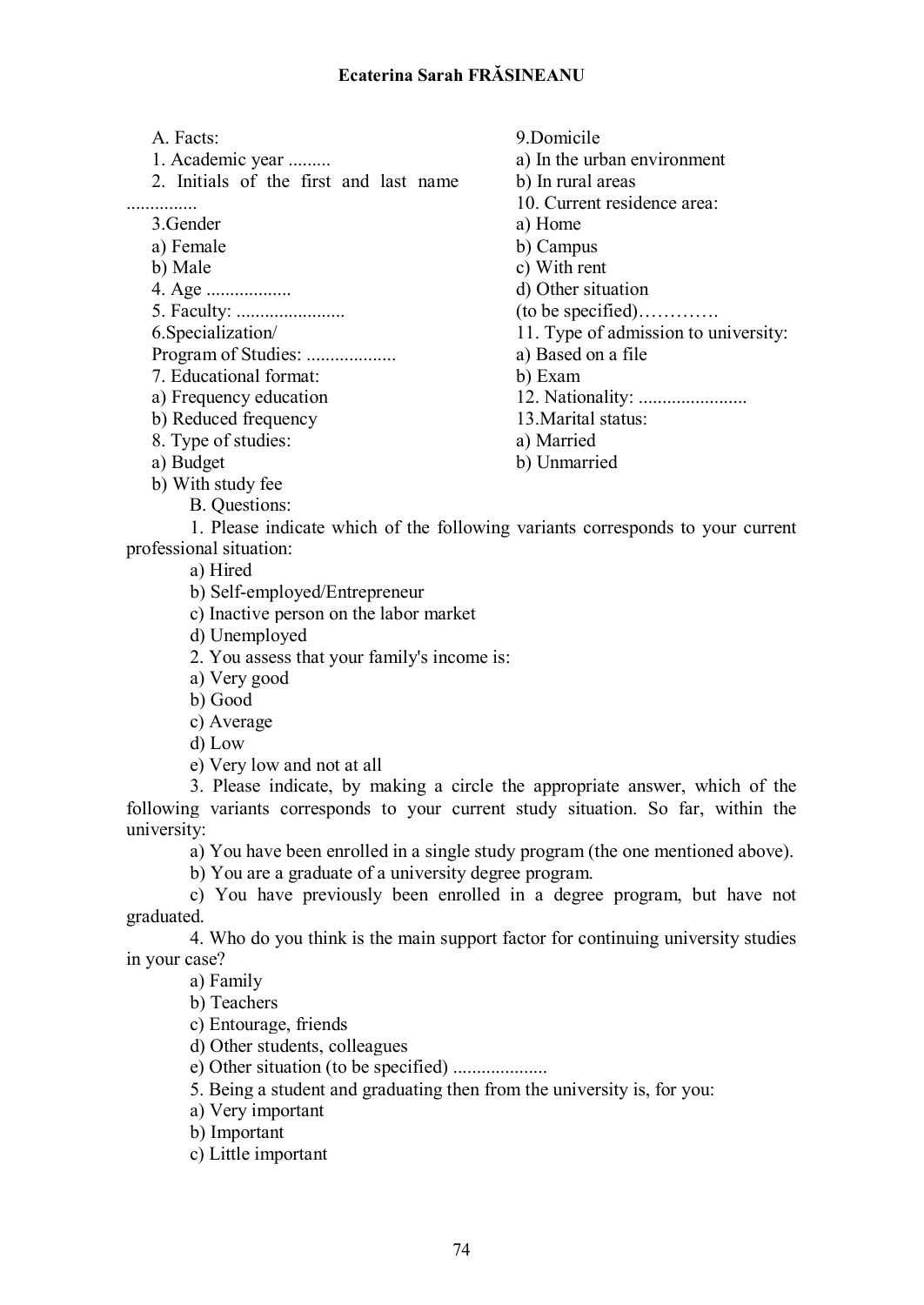A. Facts:

1. Academic year .........

2. Initials of the first and last name ...............

3.Gender

a) Female

b) Male

4. Age ..................

5. Faculty: .......................

6.Specialization/
Program of Studies: ...................

7. Educational format:

a) Frequency education

b) Reduced frequency

8. Type of studies:

a) Budget

b) With study fee

9.Domicile

a) In the urban environment

b) In rural areas

10. Current residence area:

a) Home

b) Campus

c) With rent

d) Other situation
(to be specified)………….

11. Type of admission to university:

a) Based on a file

b) Exam

12. Nationality: .......................

13.Marital status:

a) Married

b) Unmarried

B. Questions:

1. Please indicate which of the following variants corresponds to your current professional situation:

a) Hired

b) Self-employed/Entrepreneur

c) Inactive person on the labor market

d) Unemployed

2. You assess that your family's income is:

a) Very good

b) Good

c) Average

d) Low

e) Very low and not at all

3. Please indicate, by making a circle the appropriate answer, which of the following variants corresponds to your current study situation. So far, within the university:

a) You have been enrolled in a single study program (the one mentioned above).

b) You are a graduate of a university degree program.

c) You have previously been enrolled in a degree program, but have not graduated.

4. Who do you think is the main support factor for continuing university studies in your case?

a) Family

b) Teachers

c) Entourage, friends

d) Other students, colleagues

e) Other situation (to be specified) ....................

5. Being a student and graduating then from the university is, for you:

a) Very important

b) Important

c) Little important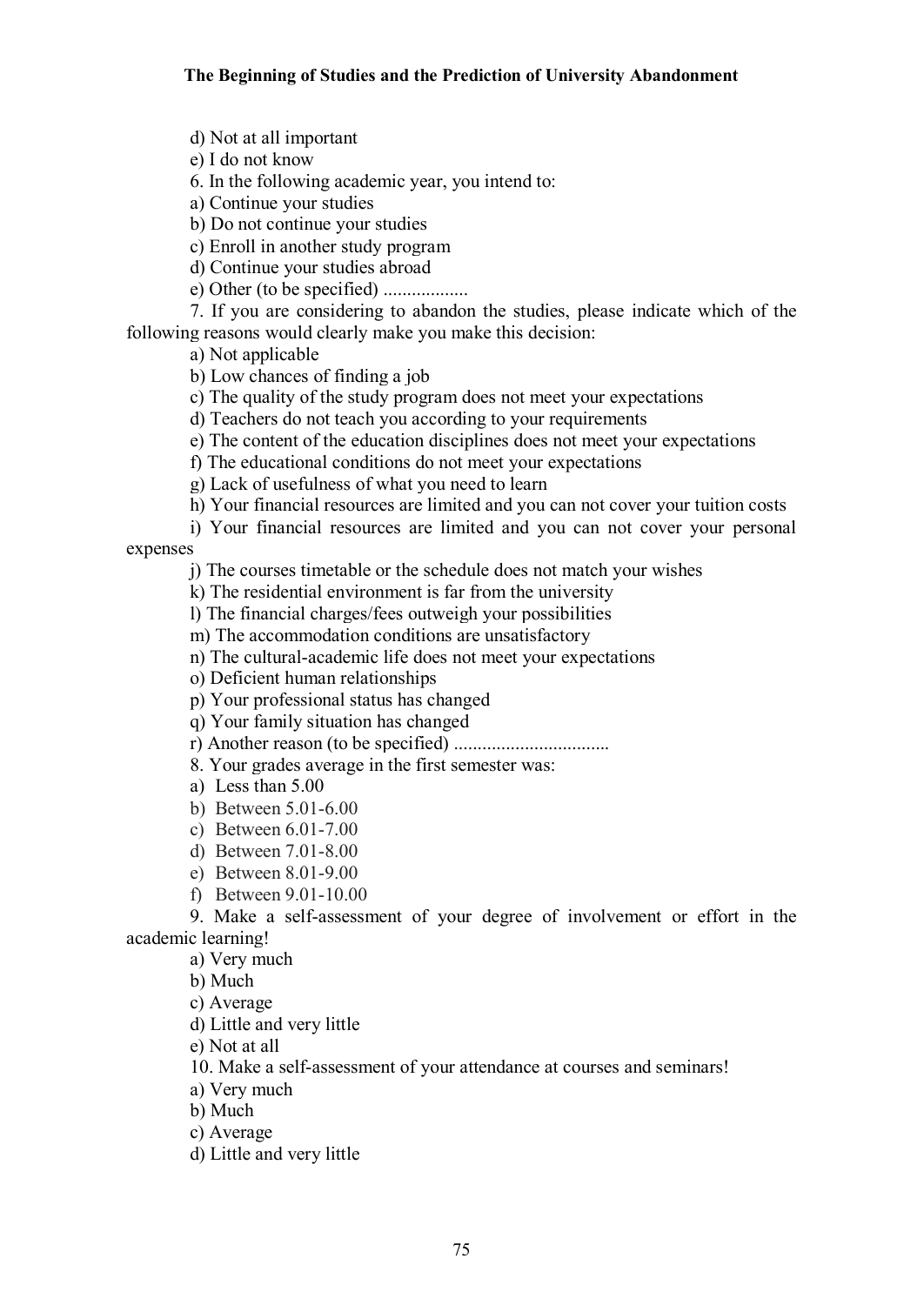d) Not at all important

e) I do not know

6. In the following academic year, you intend to:

a) Continue your studies

b) Do not continue your studies

c) Enroll in another study program

d) Continue your studies abroad

e) Other (to be specified) ..................

7. If you are considering to abandon the studies, please indicate which of the following reasons would clearly make you make this decision:

a) Not applicable

b) Low chances of finding a job

c) The quality of the study program does not meet your expectations

d) Teachers do not teach you according to your requirements

e) The content of the education disciplines does not meet your expectations

f) The educational conditions do not meet your expectations

g) Lack of usefulness of what you need to learn

h) Your financial resources are limited and you can not cover your tuition costs

i) Your financial resources are limited and you can not cover your personal expenses

j) The courses timetable or the schedule does not match your wishes

k) The residential environment is far from the university

l) The financial charges/fees outweigh your possibilities

m) The accommodation conditions are unsatisfactory

n) The cultural-academic life does not meet your expectations

o) Deficient human relationships

p) Your professional status has changed

q) Your family situation has changed

r) Another reason (to be specified) ................................

8. Your grades average in the first semester was:

a) Less than 5.00

b) Between 5.01-6.00

c) Between 6.01-7.00

d) Between 7.01-8.00

e) Between 8.01-9.00

f) Between 9.01-10.00

9. Make a self-assessment of your degree of involvement or effort in the academic learning!

a) Very much

b) Much

c) Average

d) Little and very little

e) Not at all

10. Make a self-assessment of your attendance at courses and seminars!

a) Very much

b) Much

c) Average

d) Little and very little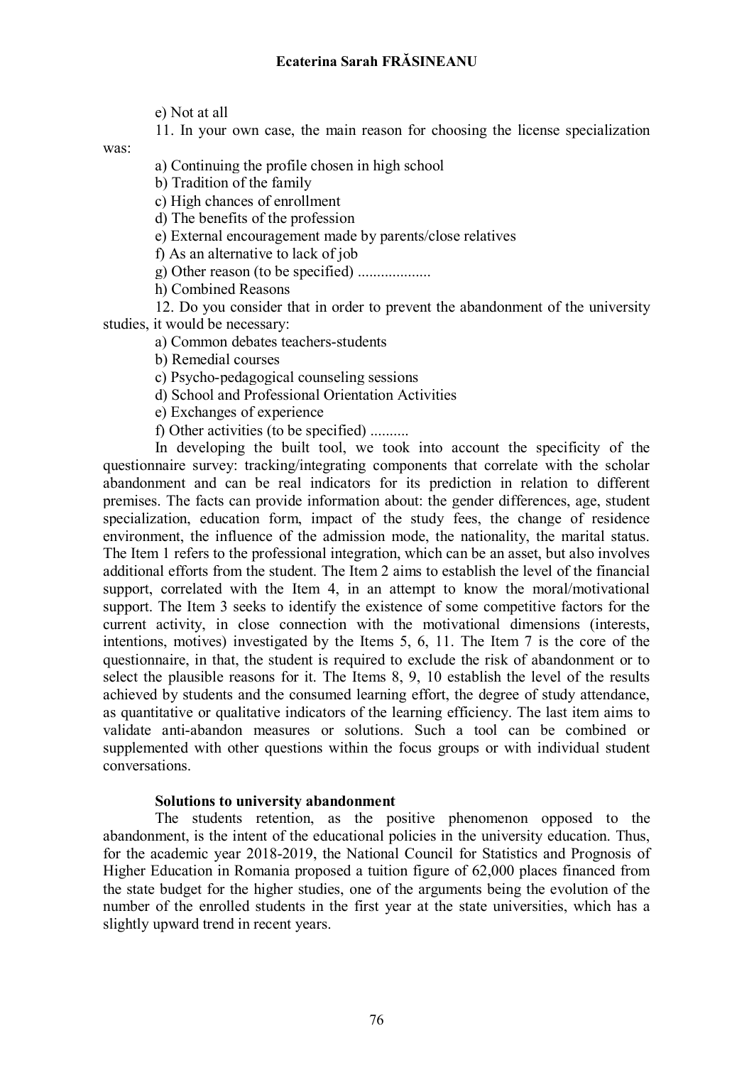e) Not at all

11. In your own case, the main reason for choosing the license specialization was:

a) Continuing the profile chosen in high school

b) Tradition of the family

c) High chances of enrollment

d) The benefits of the profession

e) External encouragement made by parents/close relatives

f) As an alternative to lack of job

g) Other reason (to be specified) ...................

h) Combined Reasons

12. Do you consider that in order to prevent the abandonment of the university studies, it would be necessary:

a) Common debates teachers-students

b) Remedial courses

c) Psycho-pedagogical counseling sessions

d) School and Professional Orientation Activities

e) Exchanges of experience

f) Other activities (to be specified) ..........

In developing the built tool, we took into account the specificity of the questionnaire survey: tracking/integrating components that correlate with the scholar abandonment and can be real indicators for its prediction in relation to different premises. The facts can provide information about: the gender differences, age, student specialization, education form, impact of the study fees, the change of residence environment, the influence of the admission mode, the nationality, the marital status. The Item 1 refers to the professional integration, which can be an asset, but also involves additional efforts from the student. The Item 2 aims to establish the level of the financial support, correlated with the Item 4, in an attempt to know the moral/motivational support. The Item 3 seeks to identify the existence of some competitive factors for the current activity, in close connection with the motivational dimensions (interests, intentions, motives) investigated by the Items 5, 6, 11. The Item 7 is the core of the questionnaire, in that, the student is required to exclude the risk of abandonment or to select the plausible reasons for it. The Items 8, 9, 10 establish the level of the results achieved by students and the consumed learning effort, the degree of study attendance, as quantitative or qualitative indicators of the learning efficiency. The last item aims to validate anti-abandon measures or solutions. Such a tool can be combined or supplemented with other questions within the focus groups or with individual student conversations.

### Solutions to university abandonment

The students retention, as the positive phenomenon opposed to the abandonment, is the intent of the educational policies in the university education. Thus, for the academic year 2018-2019, the National Council for Statistics and Prognosis of Higher Education in Romania proposed a tuition figure of 62,000 places financed from the state budget for the higher studies, one of the arguments being the evolution of the number of the enrolled students in the first year at the state universities, which has a slightly upward trend in recent years.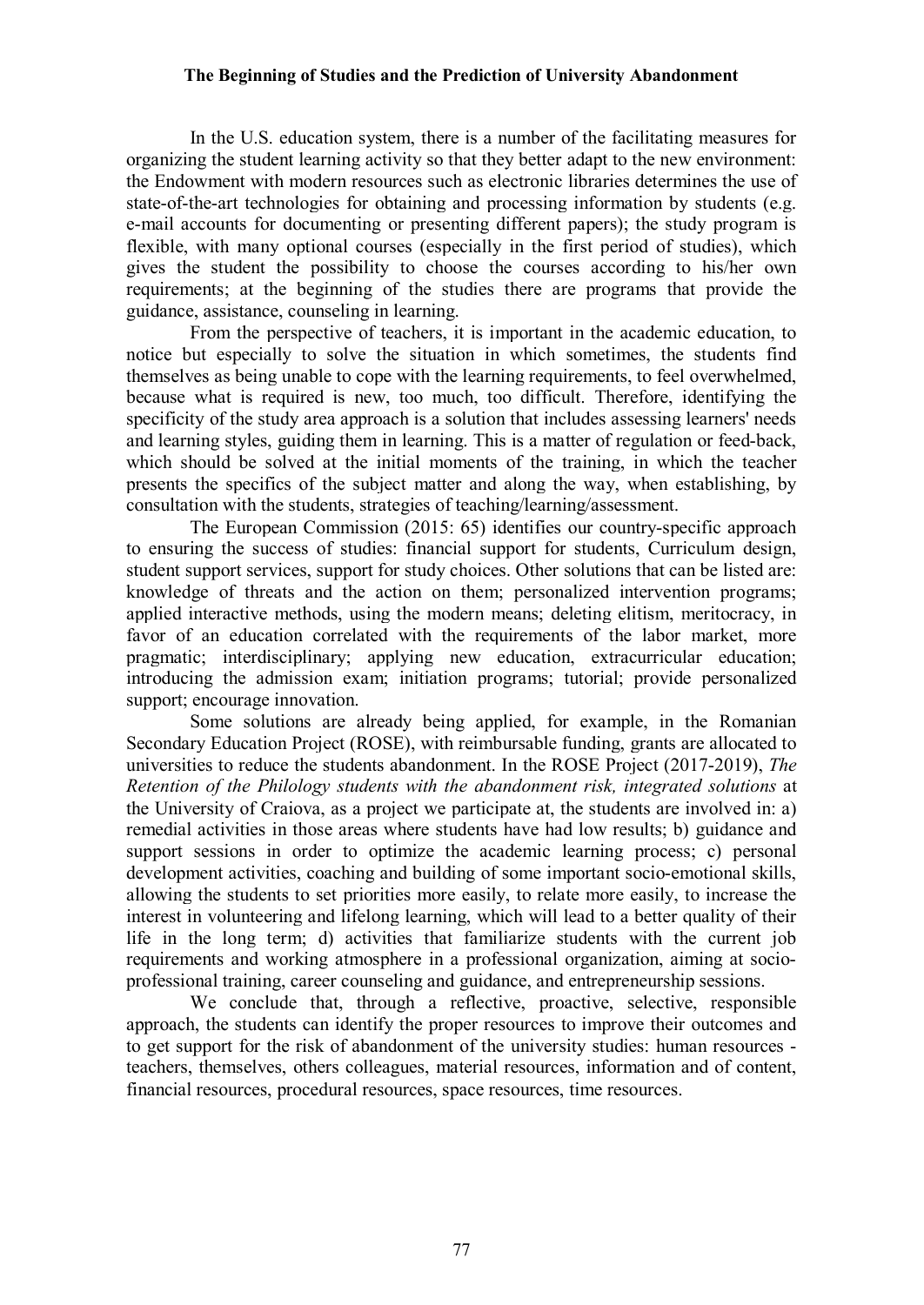In the U.S. education system, there is a number of the facilitating measures for organizing the student learning activity so that they better adapt to the new environment: the Endowment with modern resources such as electronic libraries determines the use of state-of-the-art technologies for obtaining and processing information by students (e.g. e-mail accounts for documenting or presenting different papers); the study program is flexible, with many optional courses (especially in the first period of studies), which gives the student the possibility to choose the courses according to his/her own requirements; at the beginning of the studies there are programs that provide the guidance, assistance, counseling in learning.

From the perspective of teachers, it is important in the academic education, to notice but especially to solve the situation in which sometimes, the students find themselves as being unable to cope with the learning requirements, to feel overwhelmed, because what is required is new, too much, too difficult. Therefore, identifying the specificity of the study area approach is a solution that includes assessing learners' needs and learning styles, guiding them in learning. This is a matter of regulation or feed-back, which should be solved at the initial moments of the training, in which the teacher presents the specifics of the subject matter and along the way, when establishing, by consultation with the students, strategies of teaching/learning/assessment.

The European Commission (2015: 65) identifies our country-specific approach to ensuring the success of studies: financial support for students, Curriculum design, student support services, support for study choices. Other solutions that can be listed are: knowledge of threats and the action on them; personalized intervention programs; applied interactive methods, using the modern means; deleting elitism, meritocracy, in favor of an education correlated with the requirements of the labor market, more pragmatic; interdisciplinary; applying new education, extracurricular education; introducing the admission exam; initiation programs; tutorial; provide personalized support; encourage innovation.

Some solutions are already being applied, for example, in the Romanian Secondary Education Project (ROSE), with reimbursable funding, grants are allocated to universities to reduce the students abandonment. In the ROSE Project (2017-2019), *The Retention of the Philology students with the abandonment risk, integrated solutions* at the University of Craiova, as a project we participate at, the students are involved in: a) remedial activities in those areas where students have had low results; b) guidance and support sessions in order to optimize the academic learning process; c) personal development activities, coaching and building of some important socio-emotional skills, allowing the students to set priorities more easily, to relate more easily, to increase the interest in volunteering and lifelong learning, which will lead to a better quality of their life in the long term; d) activities that familiarize students with the current job requirements and working atmosphere in a professional organization, aiming at socio-professional training, career counseling and guidance, and entrepreneurship sessions.

We conclude that, through a reflective, proactive, selective, responsible approach, the students can identify the proper resources to improve their outcomes and to get support for the risk of abandonment of the university studies: human resources - teachers, themselves, others colleagues, material resources, information and of content, financial resources, procedural resources, space resources, time resources.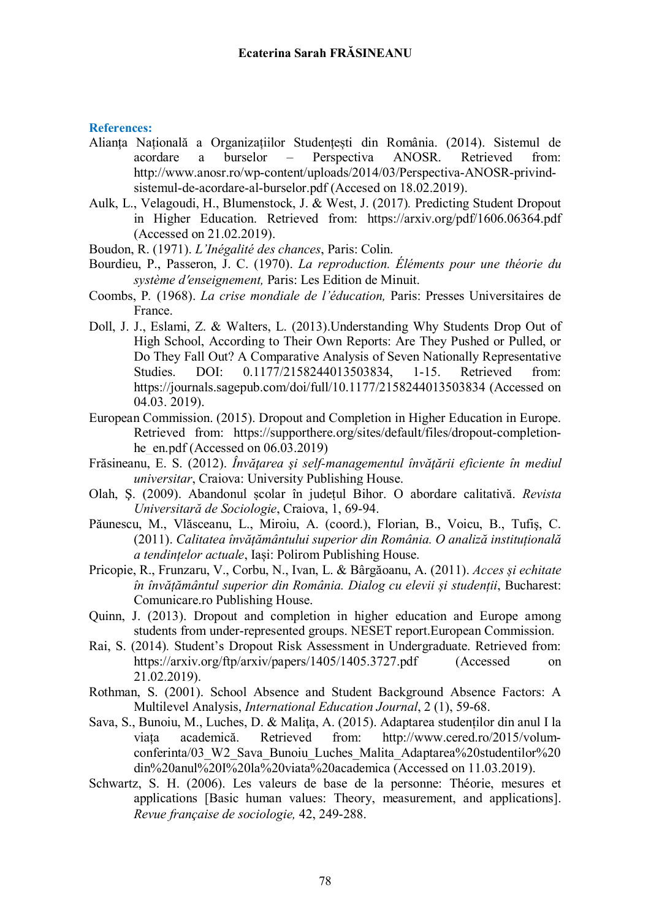**References:**

Alianța Națională a Organizațiilor Studențești din România. (2014). Sistemul de acordare a burselor – Perspectiva ANOSR. Retrieved from: http://www.anosr.ro/wp-content/uploads/2014/03/Perspectiva-ANOSR-privind-sistemul-de-acordare-al-burselor.pdf (Accesed on 18.02.2019).

Aulk, L., Velagoudi, H., Blumenstock, J. & West, J. (2017). Predicting Student Dropout in Higher Education. Retrieved from: https://arxiv.org/pdf/1606.06364.pdf (Accessed on 21.02.2019).

Boudon, R. (1971). *L'Inégalité des chances*, Paris: Colin.

Bourdieu, P., Passeron, J. C. (1970). *La reproduction. Éléments pour une théorie du système d'enseignement,* Paris: Les Edition de Minuit.

Coombs, P. (1968). *La crise mondiale de l'éducation,* Paris: Presses Universitaires de France.

Doll, J. J., Eslami, Z. & Walters, L. (2013).Understanding Why Students Drop Out of High School, According to Their Own Reports: Are They Pushed or Pulled, or Do They Fall Out? A Comparative Analysis of Seven Nationally Representative Studies. DOI: 0.1177/2158244013503834, 1-15. Retrieved from: https://journals.sagepub.com/doi/full/10.1177/2158244013503834 (Accessed on 04.03. 2019).

European Commission. (2015). Dropout and Completion in Higher Education in Europe. Retrieved from: https://supporthere.org/sites/default/files/dropout-completion-he_en.pdf (Accessed on 06.03.2019)

Frăsineanu, E. S. (2012). *Învăţarea şi self-managementul învăţării eficiente în mediul universitar*, Craiova: University Publishing House.

Olah, Ş. (2009). Abandonul școlar în județul Bihor. O abordare calitativă. *Revista Universitară de Sociologie*, Craiova, 1, 69-94.

Păunescu, M., Vlăsceanu, L., Miroiu, A. (coord.), Florian, B., Voicu, B., Tufiş, C. (2011). *Calitatea învățământului superior din România. O analiză instituțională a tendințelor actuale*, Iași: Polirom Publishing House.

Pricopie, R., Frunzaru, V., Corbu, N., Ivan, L. & Bârgăoanu, A. (2011). *Acces și echitate în învățământul superior din România. Dialog cu elevii și studenții*, Bucharest: Comunicare.ro Publishing House.

Quinn, J. (2013). Dropout and completion in higher education and Europe among students from under-represented groups. NESET report.European Commission.

Rai, S. (2014). Student's Dropout Risk Assessment in Undergraduate. Retrieved from: https://arxiv.org/ftp/arxiv/papers/1405/1405.3727.pdf (Accessed on 21.02.2019).

Rothman, S. (2001). School Absence and Student Background Absence Factors: A Multilevel Analysis, *International Education Journal*, 2 (1), 59-68.

Sava, S., Bunoiu, M., Luches, D. & Malița, A. (2015). Adaptarea studenților din anul I la viața academică. Retrieved from: http://www.cered.ro/2015/volum-conferinta/03_W2_Sava_Bunoiu_Luches_Malita_Adaptarea%20studentilor%20din%20anul%20I%20la%20viata%20academica (Accessed on 11.03.2019).

Schwartz, S. H. (2006). Les valeurs de base de la personne: Théorie, mesures et applications [Basic human values: Theory, measurement, and applications]. *Revue française de sociologie,* 42, 249-288.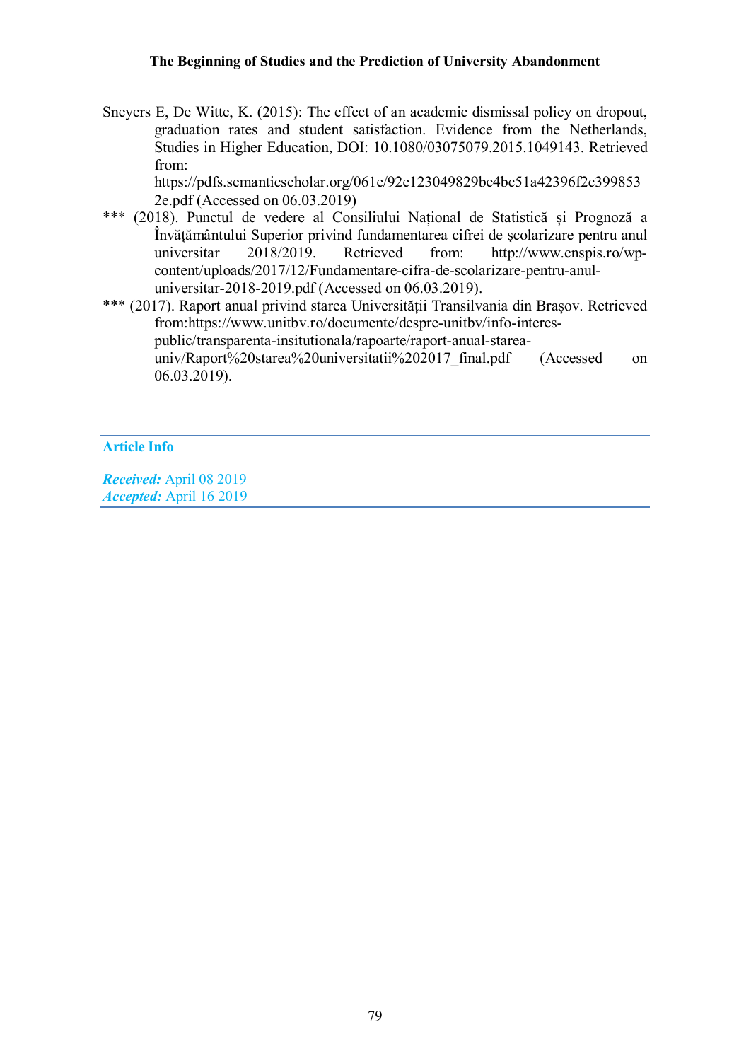Sneyers E, De Witte, K. (2015): The effect of an academic dismissal policy on dropout, graduation rates and student satisfaction. Evidence from the Netherlands, Studies in Higher Education, DOI: 10.1080/03075079.2015.1049143. Retrieved from: https://pdfs.semanticscholar.org/061e/92e123049829be4bc51a42396f2c3998532e.pdf (Accessed on 06.03.2019)

*** (2018). Punctul de vedere al Consiliului Național de Statistică și Prognoză a Învățământului Superior privind fundamentarea cifrei de școlarizare pentru anul universitar 2018/2019. Retrieved from: http://www.cnspis.ro/wp-content/uploads/2017/12/Fundamentare-cifra-de-scolarizare-pentru-anul-universitar-2018-2019.pdf (Accessed on 06.03.2019).

*** (2017). Raport anual privind starea Universității Transilvania din Brașov. Retrieved from:https://www.unitbv.ro/documente/despre-unitbv/info-interes-public/transparenta-insitutionala/rapoarte/raport-anual-starea-univ/Raport%20starea%20universitatii%202017_final.pdf (Accessed on 06.03.2019).

---

**Article Info**

***Received:*** April 08 2019
***Accepted:*** April 16 2019